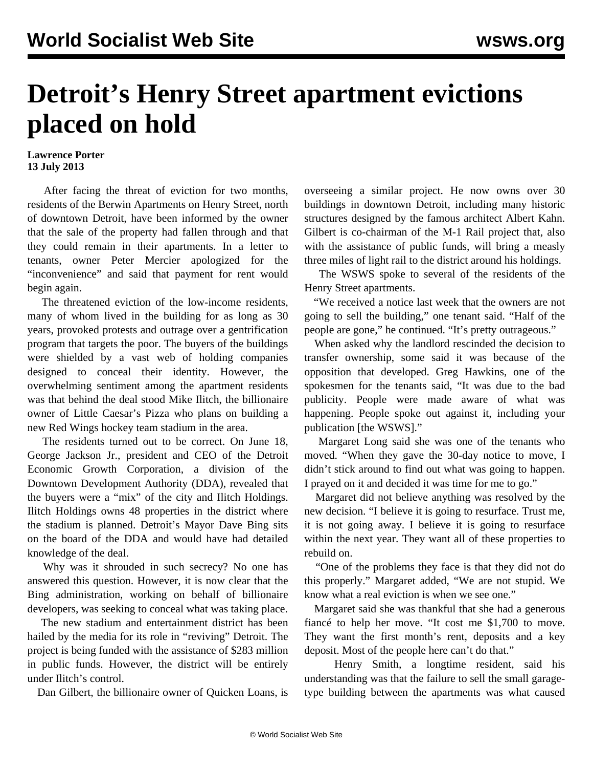# Detroit's Henry Street apartment evictions placed on hold

**Lawrence Porter**
**13 July 2013**

After facing the threat of eviction for two months, residents of the Berwin Apartments on Henry Street, north of downtown Detroit, have been informed by the owner that the sale of the property had fallen through and that they could remain in their apartments. In a letter to tenants, owner Peter Mercier apologized for the "inconvenience" and said that payment for rent would begin again.

The threatened eviction of the low-income residents, many of whom lived in the building for as long as 30 years, provoked protests and outrage over a gentrification program that targets the poor. The buyers of the buildings were shielded by a vast web of holding companies designed to conceal their identity. However, the overwhelming sentiment among the apartment residents was that behind the deal stood Mike Ilitch, the billionaire owner of Little Caesar's Pizza who plans on building a new Red Wings hockey team stadium in the area.

The residents turned out to be correct. On June 18, George Jackson Jr., president and CEO of the Detroit Economic Growth Corporation, a division of the Downtown Development Authority (DDA), revealed that the buyers were a "mix" of the city and Ilitch Holdings. Ilitch Holdings owns 48 properties in the district where the stadium is planned. Detroit's Mayor Dave Bing sits on the board of the DDA and would have had detailed knowledge of the deal.

Why was it shrouded in such secrecy? No one has answered this question. However, it is now clear that the Bing administration, working on behalf of billionaire developers, was seeking to conceal what was taking place.

The new stadium and entertainment district has been hailed by the media for its role in "reviving" Detroit. The project is being funded with the assistance of $283 million in public funds. However, the district will be entirely under Ilitch's control.

Dan Gilbert, the billionaire owner of Quicken Loans, is overseeing a similar project. He now owns over 30 buildings in downtown Detroit, including many historic structures designed by the famous architect Albert Kahn. Gilbert is co-chairman of the M-1 Rail project that, also with the assistance of public funds, will bring a measly three miles of light rail to the district around his holdings.

The WSWS spoke to several of the residents of the Henry Street apartments.

"We received a notice last week that the owners are not going to sell the building," one tenant said. "Half of the people are gone," he continued. "It's pretty outrageous."

When asked why the landlord rescinded the decision to transfer ownership, some said it was because of the opposition that developed. Greg Hawkins, one of the spokesmen for the tenants said, "It was due to the bad publicity. People were made aware of what was happening. People spoke out against it, including your publication [the WSWS]."

Margaret Long said she was one of the tenants who moved. "When they gave the 30-day notice to move, I didn't stick around to find out what was going to happen. I prayed on it and decided it was time for me to go."

Margaret did not believe anything was resolved by the new decision. "I believe it is going to resurface. Trust me, it is not going away. I believe it is going to resurface within the next year. They want all of these properties to rebuild on.

"One of the problems they face is that they did not do this properly." Margaret added, "We are not stupid. We know what a real eviction is when we see one."

Margaret said she was thankful that she had a generous fiancé to help her move. "It cost me $1,700 to move. They want the first month's rent, deposits and a key deposit. Most of the people here can't do that."

Henry Smith, a longtime resident, said his understanding was that the failure to sell the small garage-type building between the apartments was what caused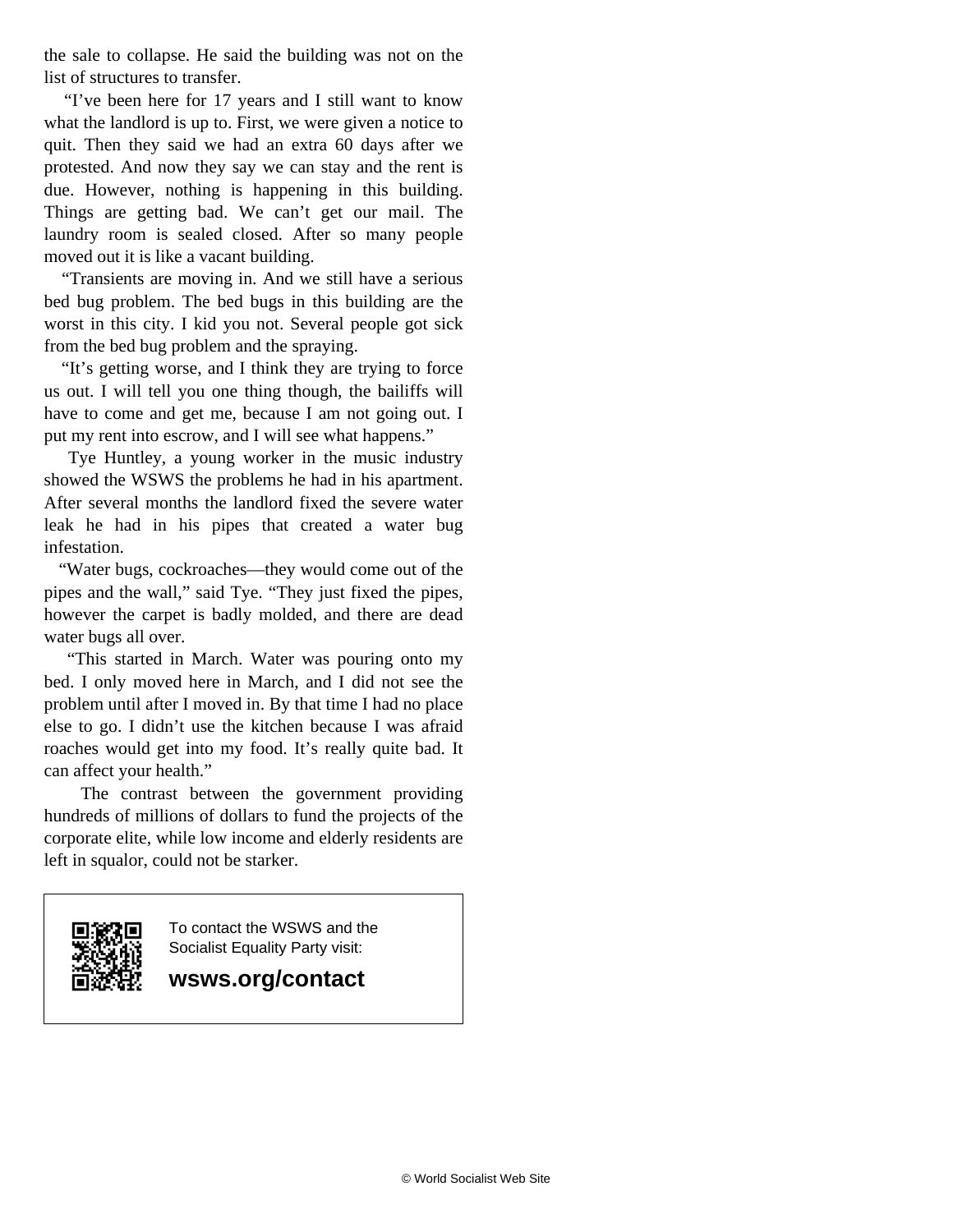the sale to collapse. He said the building was not on the list of structures to transfer.

"I've been here for 17 years and I still want to know what the landlord is up to. First, we were given a notice to quit. Then they said we had an extra 60 days after we protested. And now they say we can stay and the rent is due. However, nothing is happening in this building. Things are getting bad. We can't get our mail. The laundry room is sealed closed. After so many people moved out it is like a vacant building.

"Transients are moving in. And we still have a serious bed bug problem. The bed bugs in this building are the worst in this city. I kid you not. Several people got sick from the bed bug problem and the spraying.

"It's getting worse, and I think they are trying to force us out. I will tell you one thing though, the bailiffs will have to come and get me, because I am not going out. I put my rent into escrow, and I will see what happens."

Tye Huntley, a young worker in the music industry showed the WSWS the problems he had in his apartment. After several months the landlord fixed the severe water leak he had in his pipes that created a water bug infestation.

"Water bugs, cockroaches—they would come out of the pipes and the wall," said Tye. "They just fixed the pipes, however the carpet is badly molded, and there are dead water bugs all over.

"This started in March. Water was pouring onto my bed. I only moved here in March, and I did not see the problem until after I moved in. By that time I had no place else to go. I didn't use the kitchen because I was afraid roaches would get into my food. It's really quite bad. It can affect your health."

The contrast between the government providing hundreds of millions of dollars to fund the projects of the corporate elite, while low income and elderly residents are left in squalor, could not be starker.

To contact the WSWS and the Socialist Equality Party visit:

**wsws.org/contact**